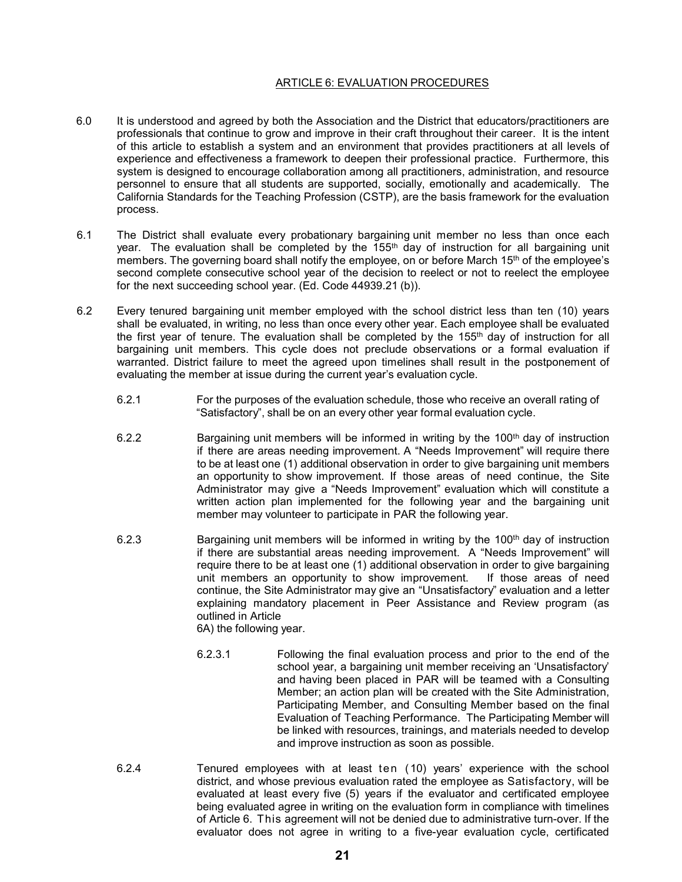# ARTICLE 6: EVALUATION PROCEDURES

6.0 It is understood and agreed by both the Association and the District that educators/practitioners are professionals that continue to grow and improve in their craft throughout their career. It is the intent of this article to establish a system and an environment that provides practitioners at all levels of experience and effectiveness a framework to deepen their professional practice. Furthermore, this system is designed to encourage collaboration among all practitioners, administration, and resource personnel to ensure that all students are supported, socially, emotionally and academically. The California Standards for the Teaching Profession (CSTP), are the basis framework for the evaluation process.

6.1 The District shall evaluate every probationary bargaining unit member no less than once each year. The evaluation shall be completed by the 155th day of instruction for all bargaining unit members. The governing board shall notify the employee, on or before March 15th of the employee's second complete consecutive school year of the decision to reelect or not to reelect the employee for the next succeeding school year. (Ed. Code 44939.21 (b)).

6.2 Every tenured bargaining unit member employed with the school district less than ten (10) years shall be evaluated, in writing, no less than once every other year. Each employee shall be evaluated the first year of tenure. The evaluation shall be completed by the 155th day of instruction for all bargaining unit members. This cycle does not preclude observations or a formal evaluation if warranted. District failure to meet the agreed upon timelines shall result in the postponement of evaluating the member at issue during the current year's evaluation cycle.

6.2.1 For the purposes of the evaluation schedule, those who receive an overall rating of "Satisfactory", shall be on an every other year formal evaluation cycle.

6.2.2 Bargaining unit members will be informed in writing by the 100th day of instruction if there are areas needing improvement. A "Needs Improvement" will require there to be at least one (1) additional observation in order to give bargaining unit members an opportunity to show improvement. If those areas of need continue, the Site Administrator may give a "Needs Improvement" evaluation which will constitute a written action plan implemented for the following year and the bargaining unit member may volunteer to participate in PAR the following year.

6.2.3 Bargaining unit members will be informed in writing by the 100th day of instruction if there are substantial areas needing improvement. A "Needs Improvement" will require there to be at least one (1) additional observation in order to give bargaining unit members an opportunity to show improvement. If those areas of need continue, the Site Administrator may give an "Unsatisfactory" evaluation and a letter explaining mandatory placement in Peer Assistance and Review program (as outlined in Article 6A) the following year.

6.2.3.1 Following the final evaluation process and prior to the end of the school year, a bargaining unit member receiving an 'Unsatisfactory' and having been placed in PAR will be teamed with a Consulting Member; an action plan will be created with the Site Administration, Participating Member, and Consulting Member based on the final Evaluation of Teaching Performance. The Participating Member will be linked with resources, trainings, and materials needed to develop and improve instruction as soon as possible.

6.2.4 Tenured employees with at least ten (10) years' experience with the school district, and whose previous evaluation rated the employee as Satisfactory, will be evaluated at least every five (5) years if the evaluator and certificated employee being evaluated agree in writing on the evaluation form in compliance with timelines of Article 6. This agreement will not be denied due to administrative turn-over. If the evaluator does not agree in writing to a five-year evaluation cycle, certificated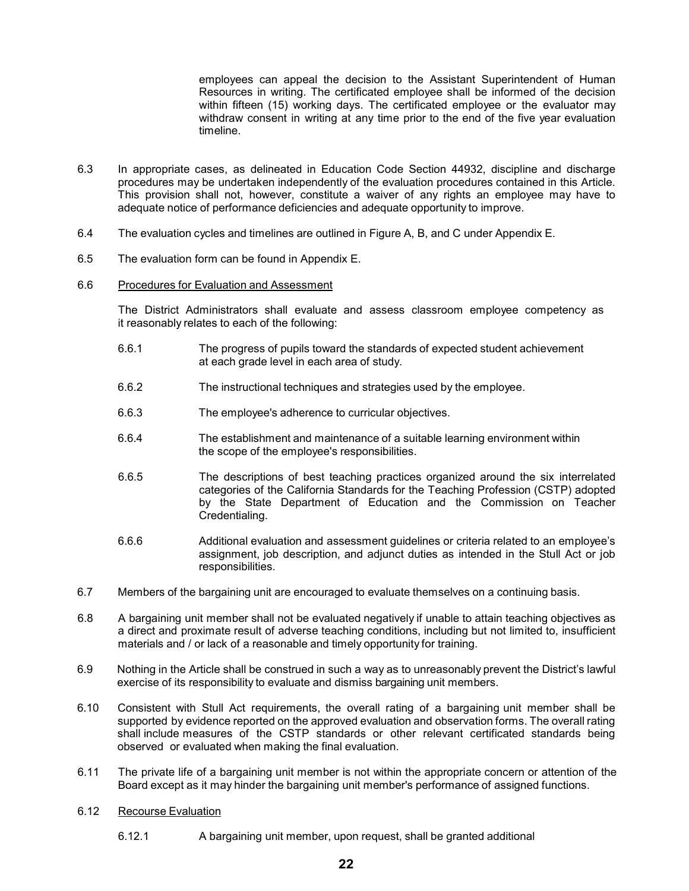employees can appeal the decision to the Assistant Superintendent of Human Resources in writing. The certificated employee shall be informed of the decision within fifteen (15) working days. The certificated employee or the evaluator may withdraw consent in writing at any time prior to the end of the five year evaluation timeline.

6.3 In appropriate cases, as delineated in Education Code Section 44932, discipline and discharge procedures may be undertaken independently of the evaluation procedures contained in this Article. This provision shall not, however, constitute a waiver of any rights an employee may have to adequate notice of performance deficiencies and adequate opportunity to improve.

6.4 The evaluation cycles and timelines are outlined in Figure A, B, and C under Appendix E.

6.5 The evaluation form can be found in Appendix E.

6.6 <u>Procedures for Evaluation and Assessment</u>

The District Administrators shall evaluate and assess classroom employee competency as it reasonably relates to each of the following:

6.6.1 The progress of pupils toward the standards of expected student achievement at each grade level in each area of study.

6.6.2 The instructional techniques and strategies used by the employee.

6.6.3 The employee's adherence to curricular objectives.

6.6.4 The establishment and maintenance of a suitable learning environment within the scope of the employee's responsibilities.

6.6.5 The descriptions of best teaching practices organized around the six interrelated categories of the California Standards for the Teaching Profession (CSTP) adopted by the State Department of Education and the Commission on Teacher Credentialing.

6.6.6 Additional evaluation and assessment guidelines or criteria related to an employee's assignment, job description, and adjunct duties as intended in the Stull Act or job responsibilities.

6.7 Members of the bargaining unit are encouraged to evaluate themselves on a continuing basis.

6.8 A bargaining unit member shall not be evaluated negatively if unable to attain teaching objectives as a direct and proximate result of adverse teaching conditions, including but not limited to, insufficient materials and / or lack of a reasonable and timely opportunity for training.

6.9 Nothing in the Article shall be construed in such a way as to unreasonably prevent the District's lawful exercise of its responsibility to evaluate and dismiss bargaining unit members.

6.10 Consistent with Stull Act requirements, the overall rating of a bargaining unit member shall be supported by evidence reported on the approved evaluation and observation forms. The overall rating shall include measures of the CSTP standards or other relevant certificated standards being observed or evaluated when making the final evaluation.

6.11 The private life of a bargaining unit member is not within the appropriate concern or attention of the Board except as it may hinder the bargaining unit member's performance of assigned functions.

6.12 <u>Recourse Evaluation</u>

6.12.1 A bargaining unit member, upon request, shall be granted additional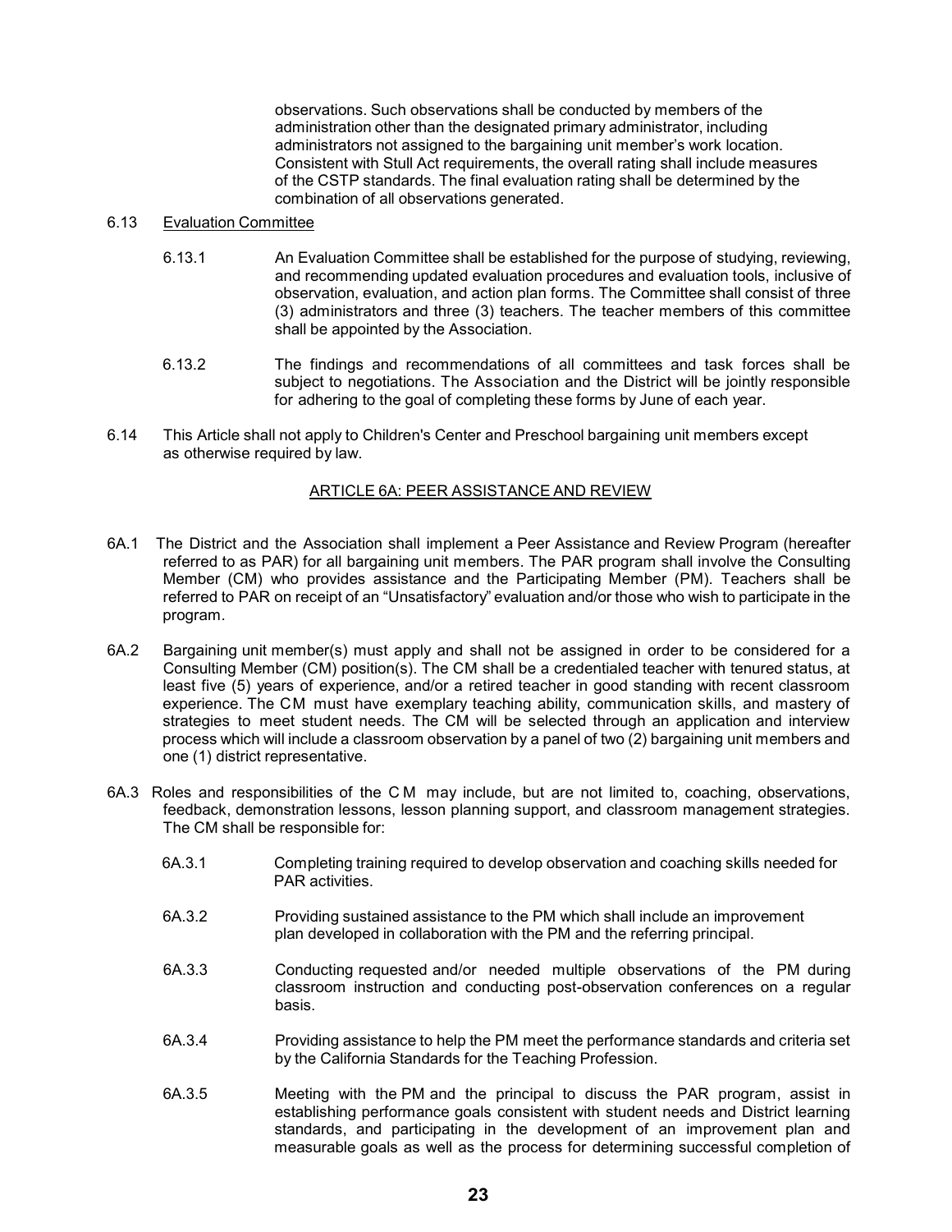observations. Such observations shall be conducted by members of the administration other than the designated primary administrator, including administrators not assigned to the bargaining unit member's work location. Consistent with Stull Act requirements, the overall rating shall include measures of the CSTP standards. The final evaluation rating shall be determined by the combination of all observations generated.

6.13 Evaluation Committee

6.13.1 An Evaluation Committee shall be established for the purpose of studying, reviewing, and recommending updated evaluation procedures and evaluation tools, inclusive of observation, evaluation, and action plan forms. The Committee shall consist of three (3) administrators and three (3) teachers. The teacher members of this committee shall be appointed by the Association.

6.13.2 The findings and recommendations of all committees and task forces shall be subject to negotiations. The Association and the District will be jointly responsible for adhering to the goal of completing these forms by June of each year.

6.14 This Article shall not apply to Children's Center and Preschool bargaining unit members except as otherwise required by law.

## ARTICLE 6A: PEER ASSISTANCE AND REVIEW

6A.1 The District and the Association shall implement a Peer Assistance and Review Program (hereafter referred to as PAR) for all bargaining unit members. The PAR program shall involve the Consulting Member (CM) who provides assistance and the Participating Member (PM). Teachers shall be referred to PAR on receipt of an "Unsatisfactory" evaluation and/or those who wish to participate in the program.

6A.2 Bargaining unit member(s) must apply and shall not be assigned in order to be considered for a Consulting Member (CM) position(s). The CM shall be a credentialed teacher with tenured status, at least five (5) years of experience, and/or a retired teacher in good standing with recent classroom experience. The CM must have exemplary teaching ability, communication skills, and mastery of strategies to meet student needs. The CM will be selected through an application and interview process which will include a classroom observation by a panel of two (2) bargaining unit members and one (1) district representative.

6A.3 Roles and responsibilities of the CM may include, but are not limited to, coaching, observations, feedback, demonstration lessons, lesson planning support, and classroom management strategies. The CM shall be responsible for:

6A.3.1 Completing training required to develop observation and coaching skills needed for PAR activities.

6A.3.2 Providing sustained assistance to the PM which shall include an improvement plan developed in collaboration with the PM and the referring principal.

6A.3.3 Conducting requested and/or needed multiple observations of the PM during classroom instruction and conducting post-observation conferences on a regular basis.

6A.3.4 Providing assistance to help the PM meet the performance standards and criteria set by the California Standards for the Teaching Profession.

6A.3.5 Meeting with the PM and the principal to discuss the PAR program, assist in establishing performance goals consistent with student needs and District learning standards, and participating in the development of an improvement plan and measurable goals as well as the process for determining successful completion of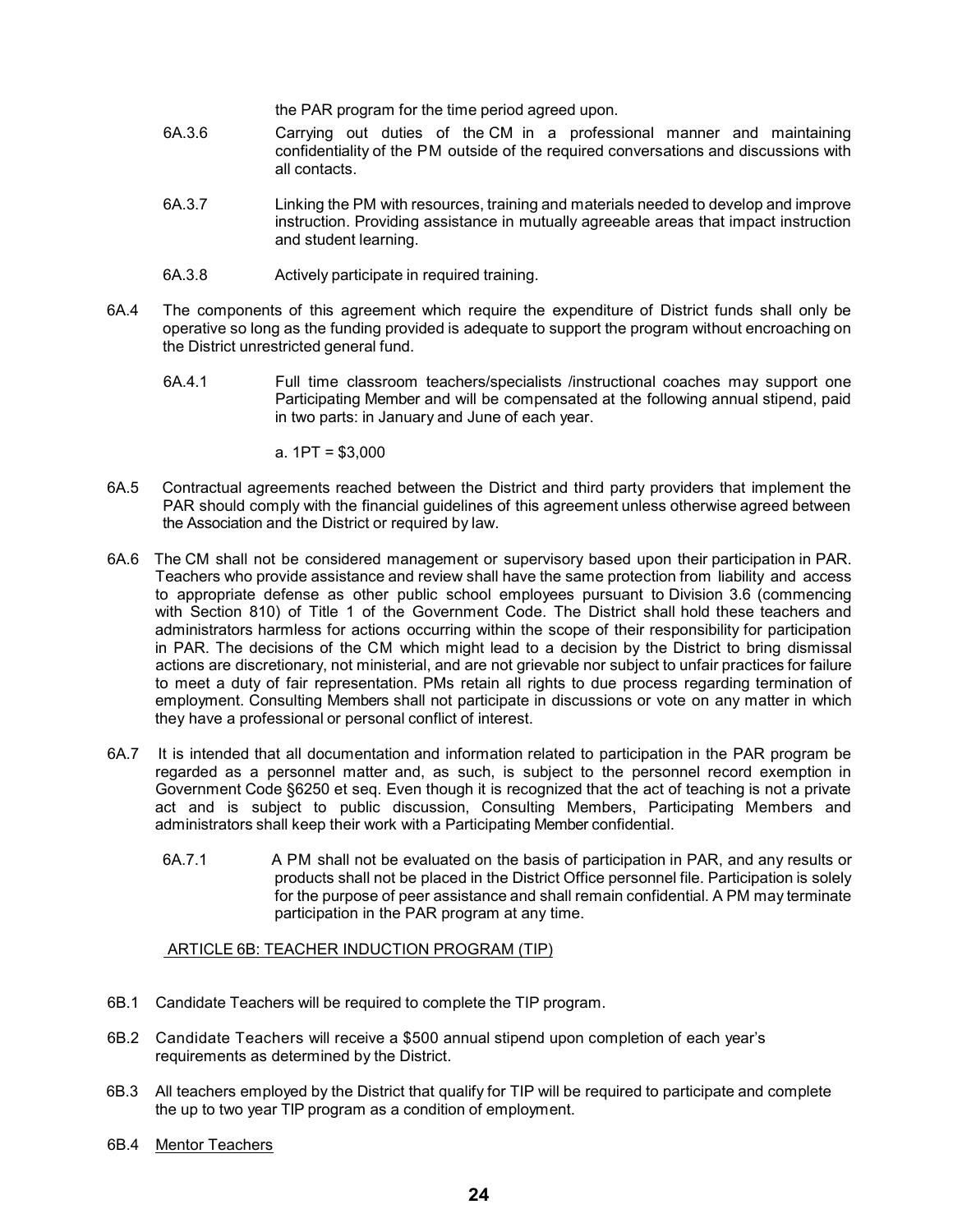the PAR program for the time period agreed upon.

6A.3.6 Carrying out duties of the CM in a professional manner and maintaining confidentiality of the PM outside of the required conversations and discussions with all contacts.

6A.3.7 Linking the PM with resources, training and materials needed to develop and improve instruction. Providing assistance in mutually agreeable areas that impact instruction and student learning.

6A.3.8 Actively participate in required training.

6A.4 The components of this agreement which require the expenditure of District funds shall only be operative so long as the funding provided is adequate to support the program without encroaching on the District unrestricted general fund.

6A.4.1 Full time classroom teachers/specialists /instructional coaches may support one Participating Member and will be compensated at the following annual stipend, paid in two parts: in January and June of each year.

a. 1PT = $3,000

6A.5 Contractual agreements reached between the District and third party providers that implement the PAR should comply with the financial guidelines of this agreement unless otherwise agreed between the Association and the District or required by law.

6A.6 The CM shall not be considered management or supervisory based upon their participation in PAR. Teachers who provide assistance and review shall have the same protection from liability and access to appropriate defense as other public school employees pursuant to Division 3.6 (commencing with Section 810) of Title 1 of the Government Code. The District shall hold these teachers and administrators harmless for actions occurring within the scope of their responsibility for participation in PAR. The decisions of the CM which might lead to a decision by the District to bring dismissal actions are discretionary, not ministerial, and are not grievable nor subject to unfair practices for failure to meet a duty of fair representation. PMs retain all rights to due process regarding termination of employment. Consulting Members shall not participate in discussions or vote on any matter in which they have a professional or personal conflict of interest.

6A.7 It is intended that all documentation and information related to participation in the PAR program be regarded as a personnel matter and, as such, is subject to the personnel record exemption in Government Code §6250 et seq. Even though it is recognized that the act of teaching is not a private act and is subject to public discussion, Consulting Members, Participating Members and administrators shall keep their work with a Participating Member confidential.

6A.7.1 A PM shall not be evaluated on the basis of participation in PAR, and any results or products shall not be placed in the District Office personnel file. Participation is solely for the purpose of peer assistance and shall remain confidential. A PM may terminate participation in the PAR program at any time.

## ARTICLE 6B: TEACHER INDUCTION PROGRAM (TIP)

6B.1 Candidate Teachers will be required to complete the TIP program.

6B.2 Candidate Teachers will receive a $500 annual stipend upon completion of each year's requirements as determined by the District.

6B.3 All teachers employed by the District that qualify for TIP will be required to participate and complete the up to two year TIP program as a condition of employment.

6B.4 Mentor Teachers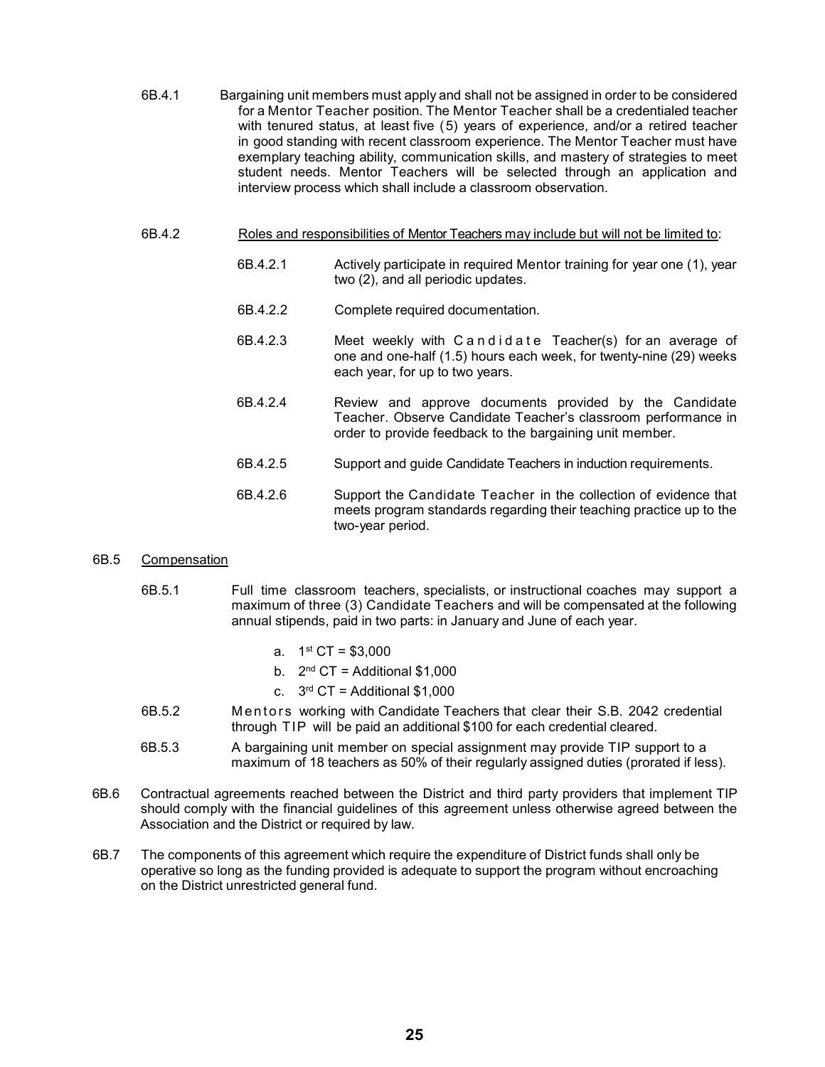6B.4.1 Bargaining unit members must apply and shall not be assigned in order to be considered for a Mentor Teacher position. The Mentor Teacher shall be a credentialed teacher with tenured status, at least five (5) years of experience, and/or a retired teacher in good standing with recent classroom experience. The Mentor Teacher must have exemplary teaching ability, communication skills, and mastery of strategies to meet student needs. Mentor Teachers will be selected through an application and interview process which shall include a classroom observation.

6B.4.2 Roles and responsibilities of Mentor Teachers may include but will not be limited to:

- 6B.4.2.1 Actively participate in required Mentor training for year one (1), year two (2), and all periodic updates.
- 6B.4.2.2 Complete required documentation.
- 6B.4.2.3 Meet weekly with Candidate Teacher(s) for an average of one and one-half (1.5) hours each week, for twenty-nine (29) weeks each year, for up to two years.
- 6B.4.2.4 Review and approve documents provided by the Candidate Teacher. Observe Candidate Teacher's classroom performance in order to provide feedback to the bargaining unit member.
- 6B.4.2.5 Support and guide Candidate Teachers in induction requirements.
- 6B.4.2.6 Support the Candidate Teacher in the collection of evidence that meets program standards regarding their teaching practice up to the two-year period.

6B.5 Compensation

6B.5.1 Full time classroom teachers, specialists, or instructional coaches may support a maximum of three (3) Candidate Teachers and will be compensated at the following annual stipends, paid in two parts: in January and June of each year.

a. 1st CT = $3,000
b. 2nd CT = Additional $1,000
c. 3rd CT = Additional $1,000

6B.5.2 Mentors working with Candidate Teachers that clear their S.B. 2042 credential through TIP will be paid an additional $100 for each credential cleared.

6B.5.3 A bargaining unit member on special assignment may provide TIP support to a maximum of 18 teachers as 50% of their regularly assigned duties (prorated if less).

6B.6 Contractual agreements reached between the District and third party providers that implement TIP should comply with the financial guidelines of this agreement unless otherwise agreed between the Association and the District or required by law.

6B.7 The components of this agreement which require the expenditure of District funds shall only be operative so long as the funding provided is adequate to support the program without encroaching on the District unrestricted general fund.